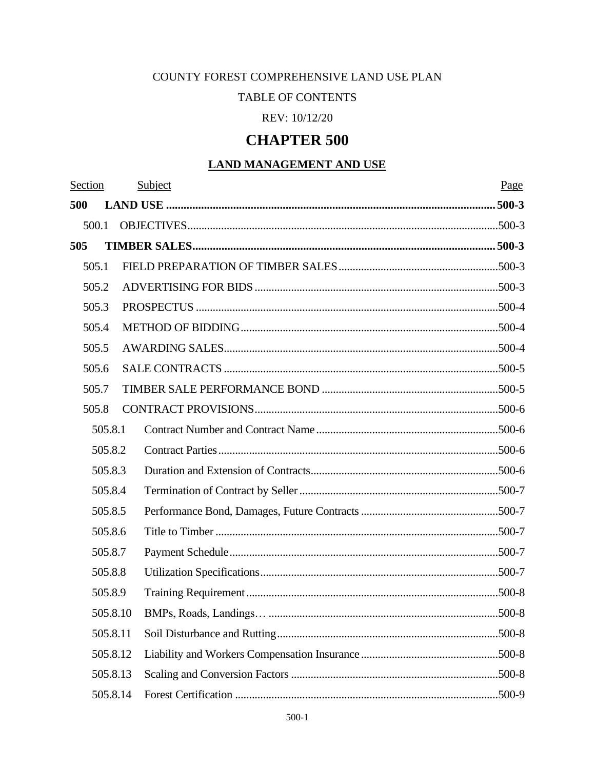COUNTY FOREST COMPREHENSIVE LAND USE PLAN

TABLE OF CONTENTS

REV: 10/12/20

# CHAPTER 500

## LAND MANAGEMENT AND USE

| Section | Subject | Page |
|---|---|---|
| **500** | **LAND USE** | **500-3** |
| 500.1 | OBJECTIVES | 500-3 |
| **505** | **TIMBER SALES** | **500-3** |
| 505.1 | FIELD PREPARATION OF TIMBER SALES | 500-3 |
| 505.2 | ADVERTISING FOR BIDS | 500-3 |
| 505.3 | PROSPECTUS | 500-4 |
| 505.4 | METHOD OF BIDDING | 500-4 |
| 505.5 | AWARDING SALES | 500-4 |
| 505.6 | SALE CONTRACTS | 500-5 |
| 505.7 | TIMBER SALE PERFORMANCE BOND | 500-5 |
| 505.8 | CONTRACT PROVISIONS | 500-6 |
| 505.8.1 | Contract Number and Contract Name | 500-6 |
| 505.8.2 | Contract Parties | 500-6 |
| 505.8.3 | Duration and Extension of Contracts | 500-6 |
| 505.8.4 | Termination of Contract by Seller | 500-7 |
| 505.8.5 | Performance Bond, Damages, Future Contracts | 500-7 |
| 505.8.6 | Title to Timber | 500-7 |
| 505.8.7 | Payment Schedule | 500-7 |
| 505.8.8 | Utilization Specifications | 500-7 |
| 505.8.9 | Training Requirement | 500-8 |
| 505.8.10 | BMPs, Roads, Landings… | 500-8 |
| 505.8.11 | Soil Disturbance and Rutting | 500-8 |
| 505.8.12 | Liability and Workers Compensation Insurance | 500-8 |
| 505.8.13 | Scaling and Conversion Factors | 500-8 |
| 505.8.14 | Forest Certification | 500-9 |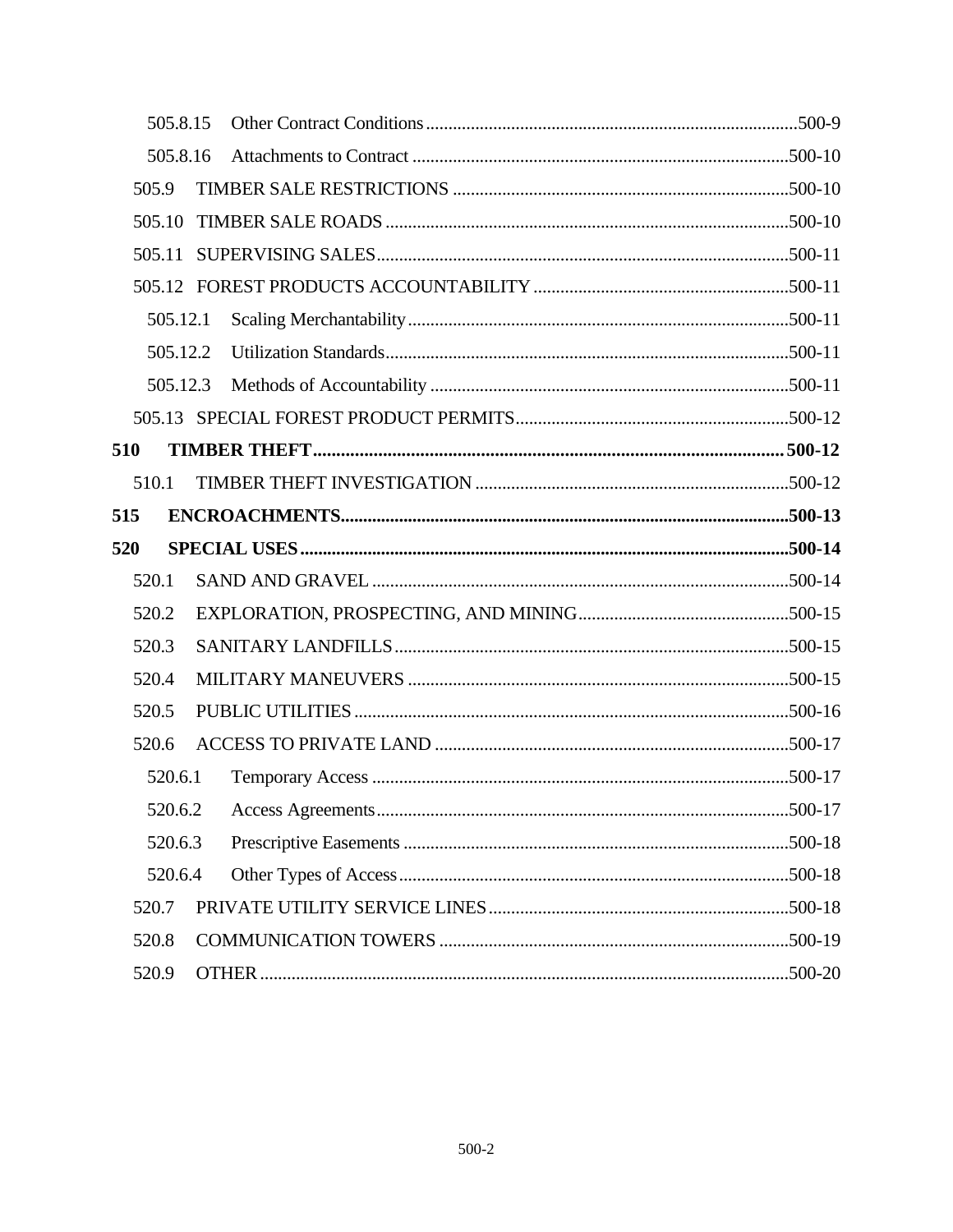505.8.15 Other Contract Conditions ......... 500-9

505.8.16 Attachments to Contract ......... 500-10

505.9 TIMBER SALE RESTRICTIONS ......... 500-10

505.10 TIMBER SALE ROADS ......... 500-10

505.11 SUPERVISING SALES ......... 500-11

505.12 FOREST PRODUCTS ACCOUNTABILITY ......... 500-11

505.12.1 Scaling Merchantability ......... 500-11

505.12.2 Utilization Standards ......... 500-11

505.12.3 Methods of Accountability ......... 500-11

505.13 SPECIAL FOREST PRODUCT PERMITS ......... 500-12

**510 TIMBER THEFT ......... 500-12**

510.1 TIMBER THEFT INVESTIGATION ......... 500-12

**515 ENCROACHMENTS ......... 500-13**

**520 SPECIAL USES ......... 500-14**

520.1 SAND AND GRAVEL ......... 500-14

520.2 EXPLORATION, PROSPECTING, AND MINING ......... 500-15

520.3 SANITARY LANDFILLS ......... 500-15

520.4 MILITARY MANEUVERS ......... 500-15

520.5 PUBLIC UTILITIES ......... 500-16

520.6 ACCESS TO PRIVATE LAND ......... 500-17

520.6.1 Temporary Access ......... 500-17

520.6.2 Access Agreements ......... 500-17

520.6.3 Prescriptive Easements ......... 500-18

520.6.4 Other Types of Access ......... 500-18

520.7 PRIVATE UTILITY SERVICE LINES ......... 500-18

520.8 COMMUNICATION TOWERS ......... 500-19

520.9 OTHER ......... 500-20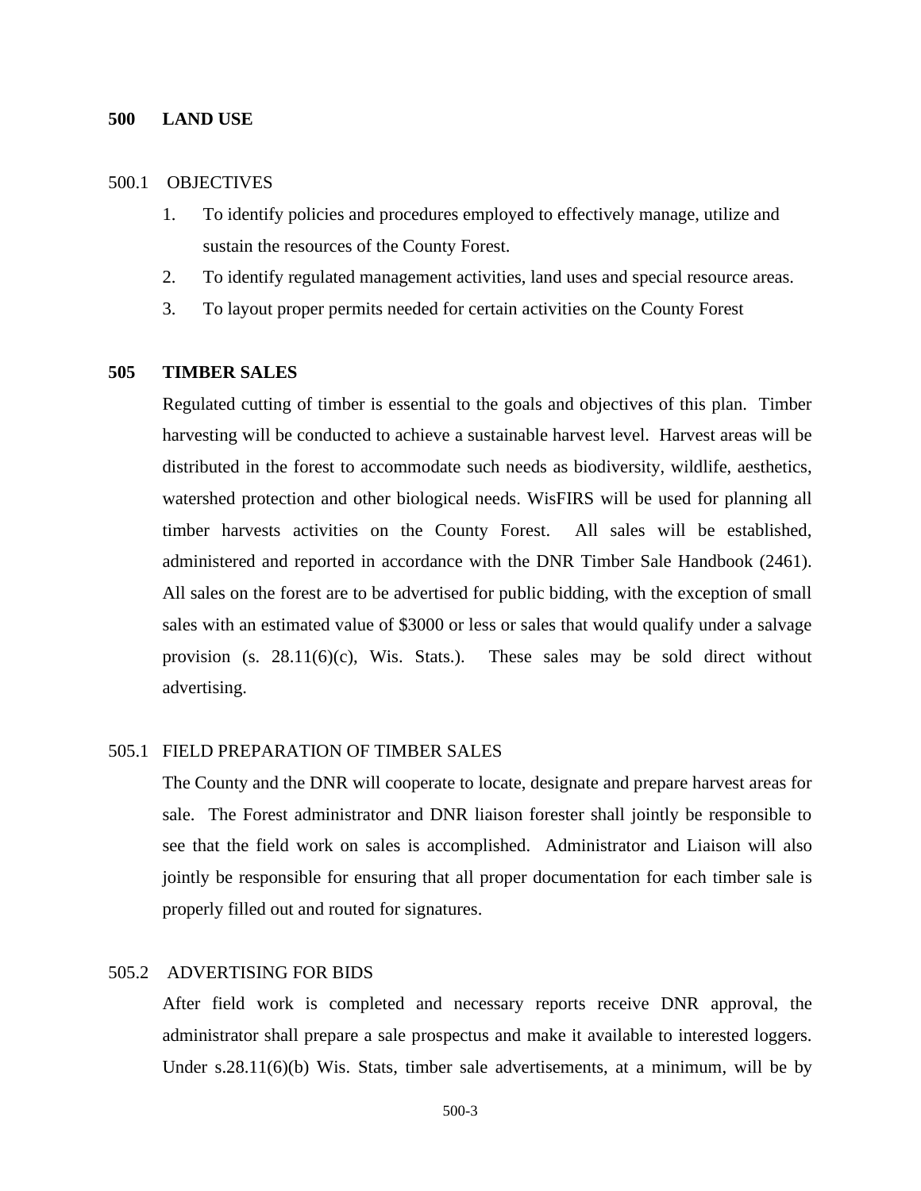## 500 LAND USE

### 500.1 OBJECTIVES

1. To identify policies and procedures employed to effectively manage, utilize and sustain the resources of the County Forest.
2. To identify regulated management activities, land uses and special resource areas.
3. To layout proper permits needed for certain activities on the County Forest

## 505 TIMBER SALES

Regulated cutting of timber is essential to the goals and objectives of this plan. Timber harvesting will be conducted to achieve a sustainable harvest level. Harvest areas will be distributed in the forest to accommodate such needs as biodiversity, wildlife, aesthetics, watershed protection and other biological needs. WisFIRS will be used for planning all timber harvests activities on the County Forest. All sales will be established, administered and reported in accordance with the DNR Timber Sale Handbook (2461). All sales on the forest are to be advertised for public bidding, with the exception of small sales with an estimated value of $3000 or less or sales that would qualify under a salvage provision (s. 28.11(6)(c), Wis. Stats.). These sales may be sold direct without advertising.

### 505.1 FIELD PREPARATION OF TIMBER SALES

The County and the DNR will cooperate to locate, designate and prepare harvest areas for sale. The Forest administrator and DNR liaison forester shall jointly be responsible to see that the field work on sales is accomplished. Administrator and Liaison will also jointly be responsible for ensuring that all proper documentation for each timber sale is properly filled out and routed for signatures.

### 505.2 ADVERTISING FOR BIDS

After field work is completed and necessary reports receive DNR approval, the administrator shall prepare a sale prospectus and make it available to interested loggers. Under s.28.11(6)(b) Wis. Stats, timber sale advertisements, at a minimum, will be by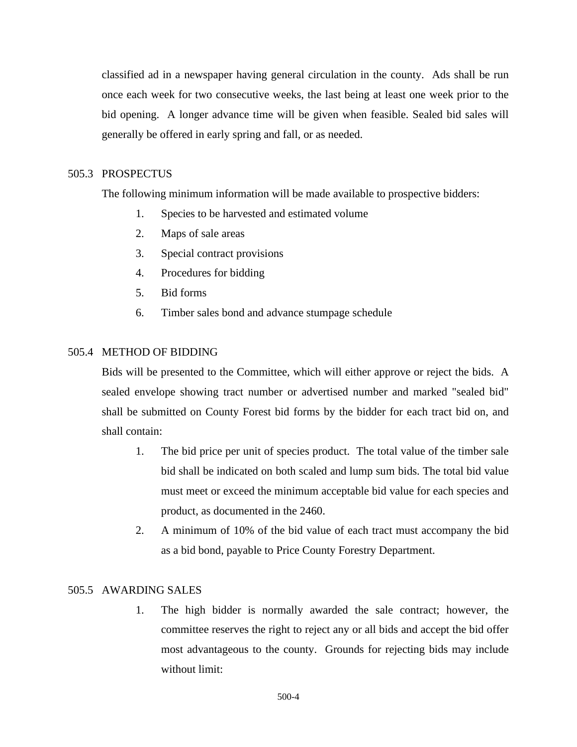classified ad in a newspaper having general circulation in the county. Ads shall be run once each week for two consecutive weeks, the last being at least one week prior to the bid opening. A longer advance time will be given when feasible. Sealed bid sales will generally be offered in early spring and fall, or as needed.

505.3 PROSPECTUS

The following minimum information will be made available to prospective bidders:

1. Species to be harvested and estimated volume
2. Maps of sale areas
3. Special contract provisions
4. Procedures for bidding
5. Bid forms
6. Timber sales bond and advance stumpage schedule

505.4 METHOD OF BIDDING

Bids will be presented to the Committee, which will either approve or reject the bids. A sealed envelope showing tract number or advertised number and marked "sealed bid" shall be submitted on County Forest bid forms by the bidder for each tract bid on, and shall contain:

1. The bid price per unit of species product. The total value of the timber sale bid shall be indicated on both scaled and lump sum bids. The total bid value must meet or exceed the minimum acceptable bid value for each species and product, as documented in the 2460.
2. A minimum of 10% of the bid value of each tract must accompany the bid as a bid bond, payable to Price County Forestry Department.

505.5 AWARDING SALES

1. The high bidder is normally awarded the sale contract; however, the committee reserves the right to reject any or all bids and accept the bid offer most advantageous to the county. Grounds for rejecting bids may include without limit: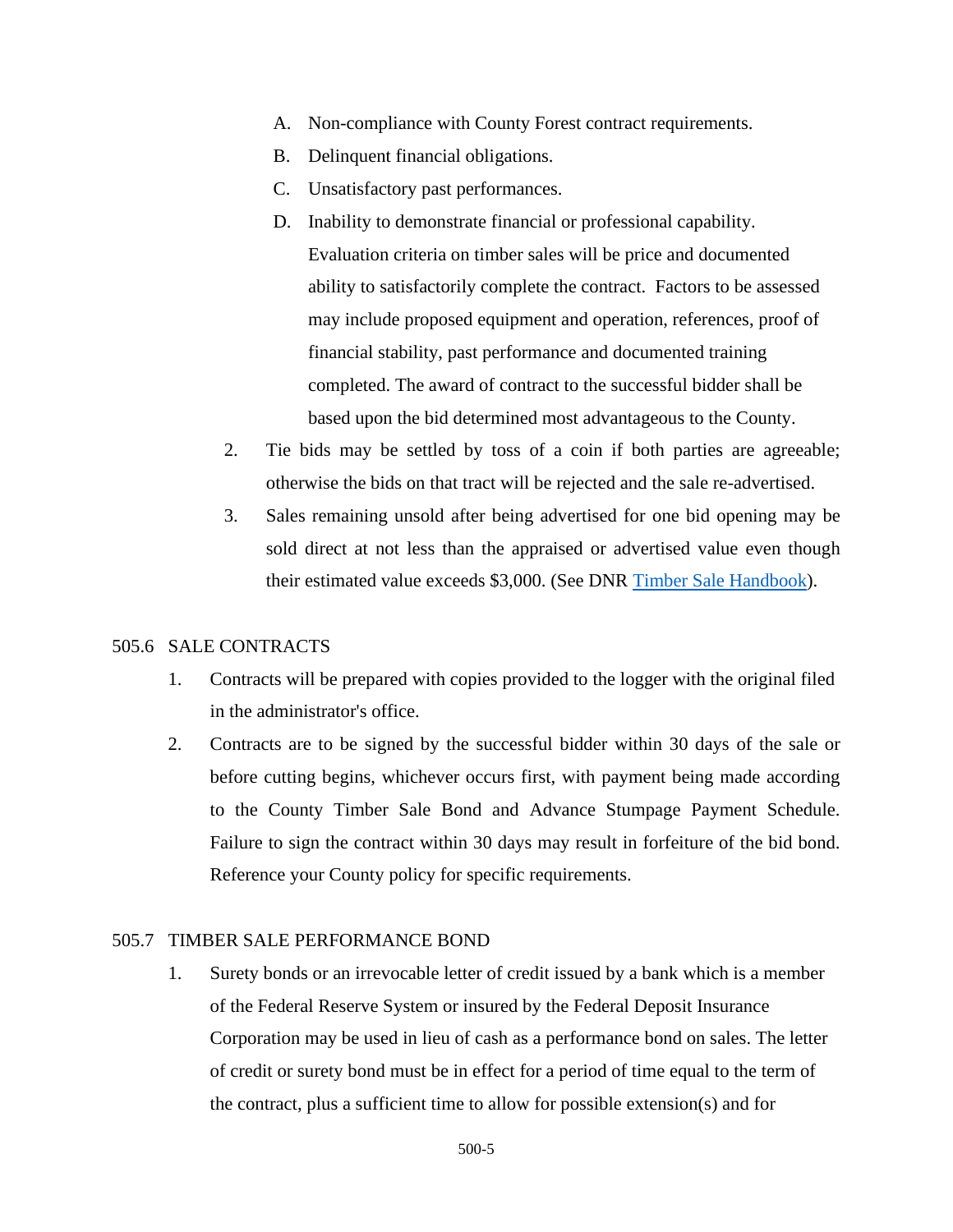A. Non-compliance with County Forest contract requirements.
B. Delinquent financial obligations.
C. Unsatisfactory past performances.
D. Inability to demonstrate financial or professional capability. Evaluation criteria on timber sales will be price and documented ability to satisfactorily complete the contract. Factors to be assessed may include proposed equipment and operation, references, proof of financial stability, past performance and documented training completed. The award of contract to the successful bidder shall be based upon the bid determined most advantageous to the County.

2. Tie bids may be settled by toss of a coin if both parties are agreeable; otherwise the bids on that tract will be rejected and the sale re-advertised.
3. Sales remaining unsold after being advertised for one bid opening may be sold direct at not less than the appraised or advertised value even though their estimated value exceeds $3,000. (See DNR Timber Sale Handbook).

## 505.6 SALE CONTRACTS

1. Contracts will be prepared with copies provided to the logger with the original filed in the administrator's office.
2. Contracts are to be signed by the successful bidder within 30 days of the sale or before cutting begins, whichever occurs first, with payment being made according to the County Timber Sale Bond and Advance Stumpage Payment Schedule. Failure to sign the contract within 30 days may result in forfeiture of the bid bond. Reference your County policy for specific requirements.

## 505.7 TIMBER SALE PERFORMANCE BOND

1. Surety bonds or an irrevocable letter of credit issued by a bank which is a member of the Federal Reserve System or insured by the Federal Deposit Insurance Corporation may be used in lieu of cash as a performance bond on sales. The letter of credit or surety bond must be in effect for a period of time equal to the term of the contract, plus a sufficient time to allow for possible extension(s) and for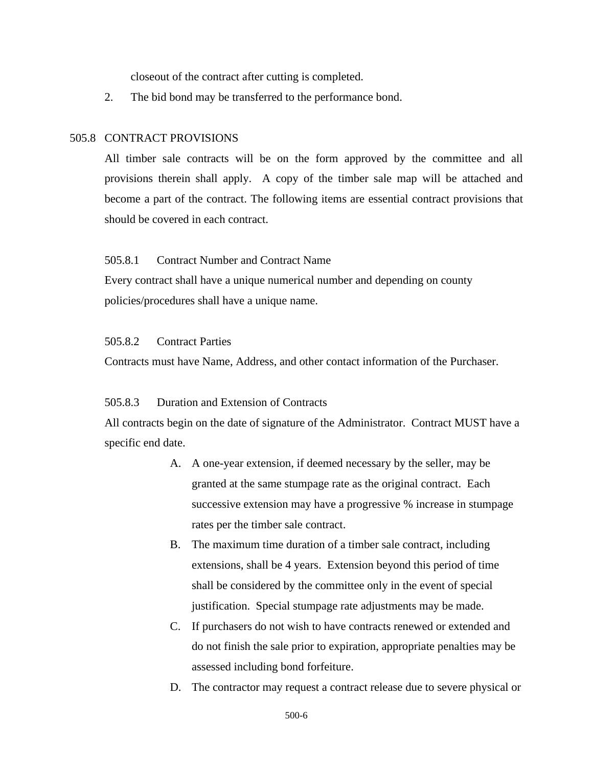closeout of the contract after cutting is completed.

2. The bid bond may be transferred to the performance bond.

## 505.8 CONTRACT PROVISIONS

All timber sale contracts will be on the form approved by the committee and all provisions therein shall apply. A copy of the timber sale map will be attached and become a part of the contract. The following items are essential contract provisions that should be covered in each contract.

### 505.8.1 Contract Number and Contract Name

Every contract shall have a unique numerical number and depending on county policies/procedures shall have a unique name.

### 505.8.2 Contract Parties

Contracts must have Name, Address, and other contact information of the Purchaser.

### 505.8.3 Duration and Extension of Contracts

All contracts begin on the date of signature of the Administrator. Contract MUST have a specific end date.

A. A one-year extension, if deemed necessary by the seller, may be granted at the same stumpage rate as the original contract. Each successive extension may have a progressive % increase in stumpage rates per the timber sale contract.

B. The maximum time duration of a timber sale contract, including extensions, shall be 4 years. Extension beyond this period of time shall be considered by the committee only in the event of special justification. Special stumpage rate adjustments may be made.

C. If purchasers do not wish to have contracts renewed or extended and do not finish the sale prior to expiration, appropriate penalties may be assessed including bond forfeiture.

D. The contractor may request a contract release due to severe physical or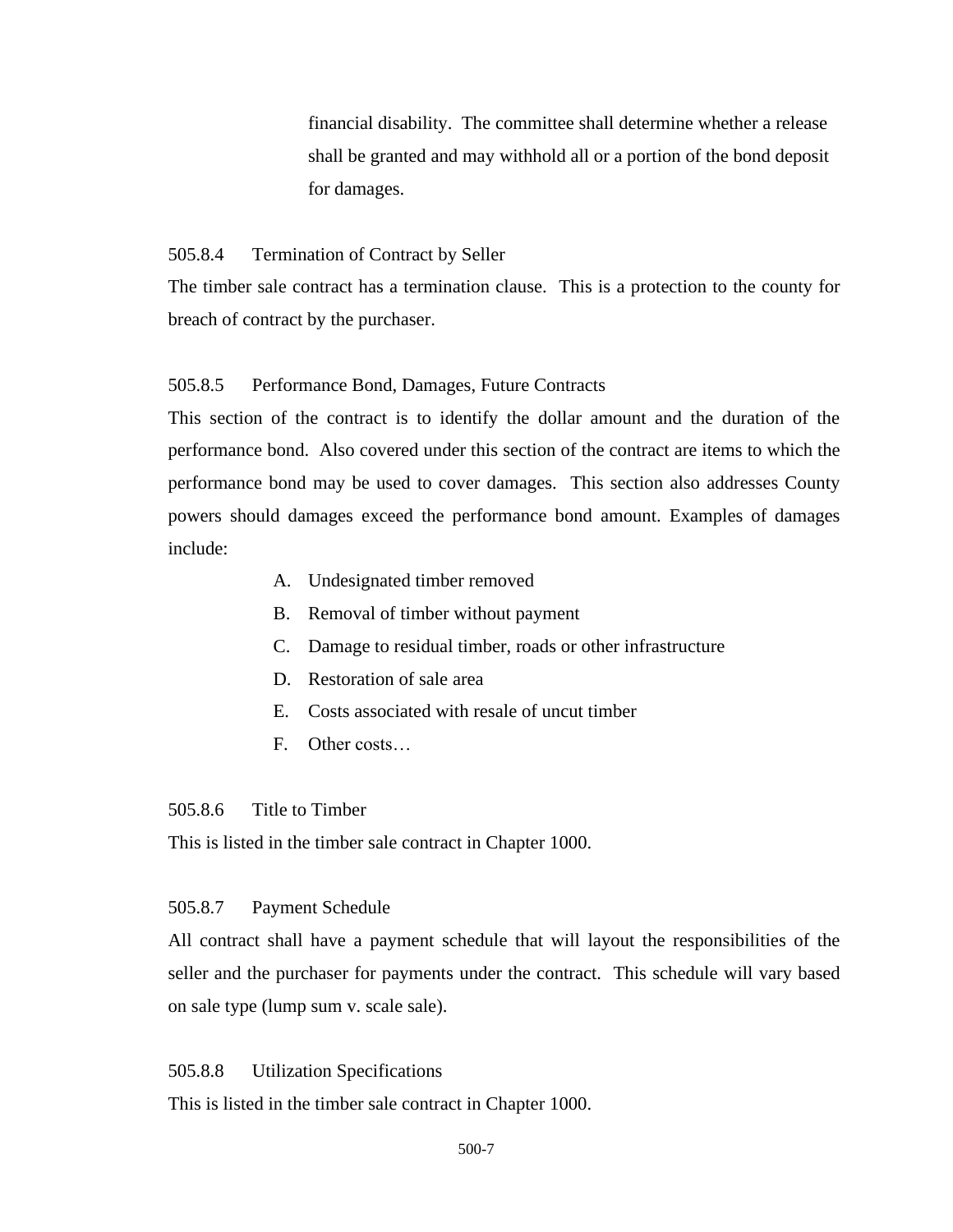financial disability. The committee shall determine whether a release shall be granted and may withhold all or a portion of the bond deposit for damages.

#### 505.8.4 Termination of Contract by Seller

The timber sale contract has a termination clause. This is a protection to the county for breach of contract by the purchaser.

#### 505.8.5 Performance Bond, Damages, Future Contracts

This section of the contract is to identify the dollar amount and the duration of the performance bond. Also covered under this section of the contract are items to which the performance bond may be used to cover damages. This section also addresses County powers should damages exceed the performance bond amount. Examples of damages include:

A. Undesignated timber removed
B. Removal of timber without payment
C. Damage to residual timber, roads or other infrastructure
D. Restoration of sale area
E. Costs associated with resale of uncut timber
F. Other costs…

#### 505.8.6 Title to Timber

This is listed in the timber sale contract in Chapter 1000.

#### 505.8.7 Payment Schedule

All contract shall have a payment schedule that will layout the responsibilities of the seller and the purchaser for payments under the contract. This schedule will vary based on sale type (lump sum v. scale sale).

#### 505.8.8 Utilization Specifications

This is listed in the timber sale contract in Chapter 1000.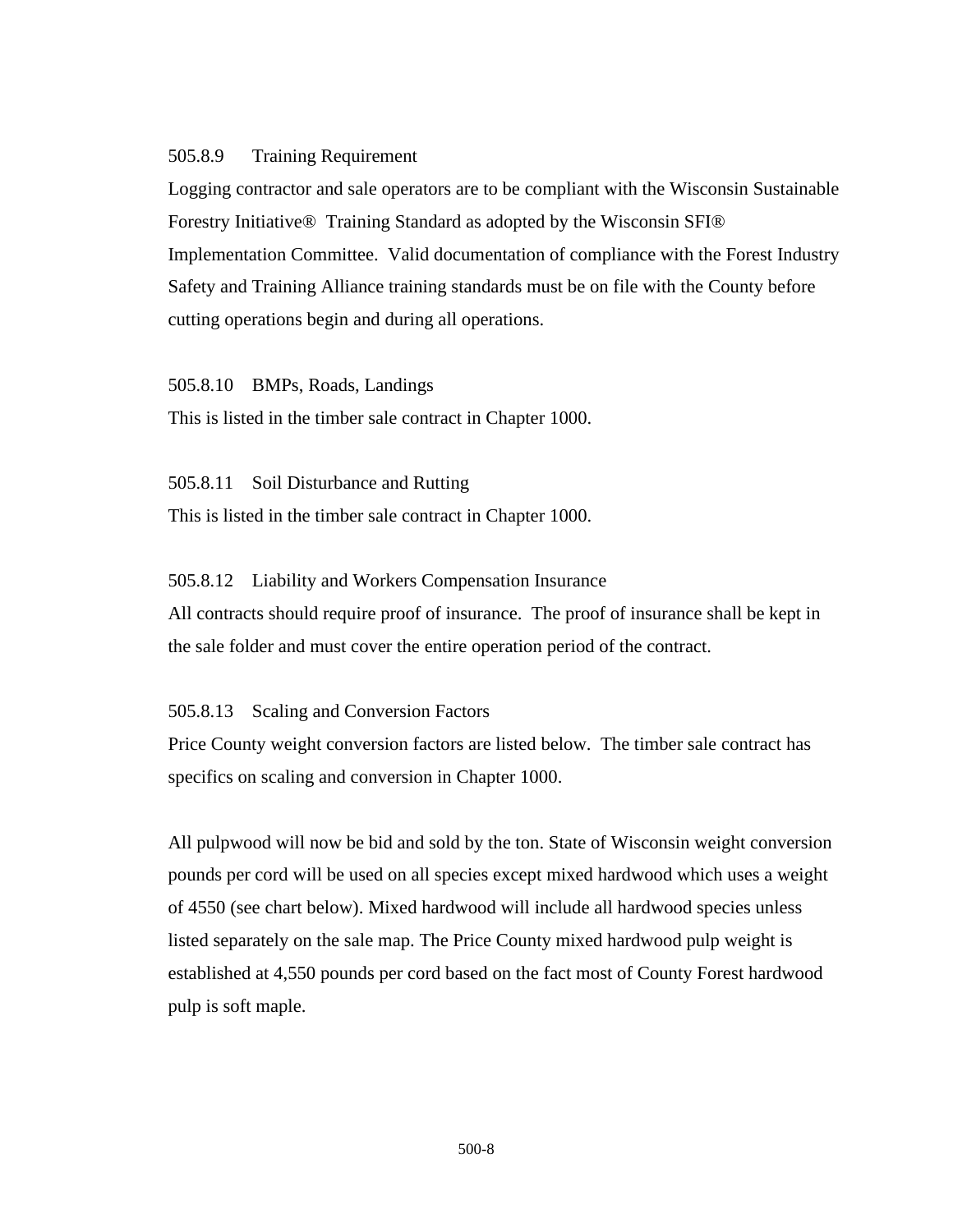### 505.8.9 Training Requirement

Logging contractor and sale operators are to be compliant with the Wisconsin Sustainable Forestry Initiative® Training Standard as adopted by the Wisconsin SFI® Implementation Committee. Valid documentation of compliance with the Forest Industry Safety and Training Alliance training standards must be on file with the County before cutting operations begin and during all operations.

### 505.8.10 BMPs, Roads, Landings

This is listed in the timber sale contract in Chapter 1000.

### 505.8.11 Soil Disturbance and Rutting

This is listed in the timber sale contract in Chapter 1000.

### 505.8.12 Liability and Workers Compensation Insurance

All contracts should require proof of insurance. The proof of insurance shall be kept in the sale folder and must cover the entire operation period of the contract.

### 505.8.13 Scaling and Conversion Factors

Price County weight conversion factors are listed below. The timber sale contract has specifics on scaling and conversion in Chapter 1000.

All pulpwood will now be bid and sold by the ton. State of Wisconsin weight conversion pounds per cord will be used on all species except mixed hardwood which uses a weight of 4550 (see chart below). Mixed hardwood will include all hardwood species unless listed separately on the sale map. The Price County mixed hardwood pulp weight is established at 4,550 pounds per cord based on the fact most of County Forest hardwood pulp is soft maple.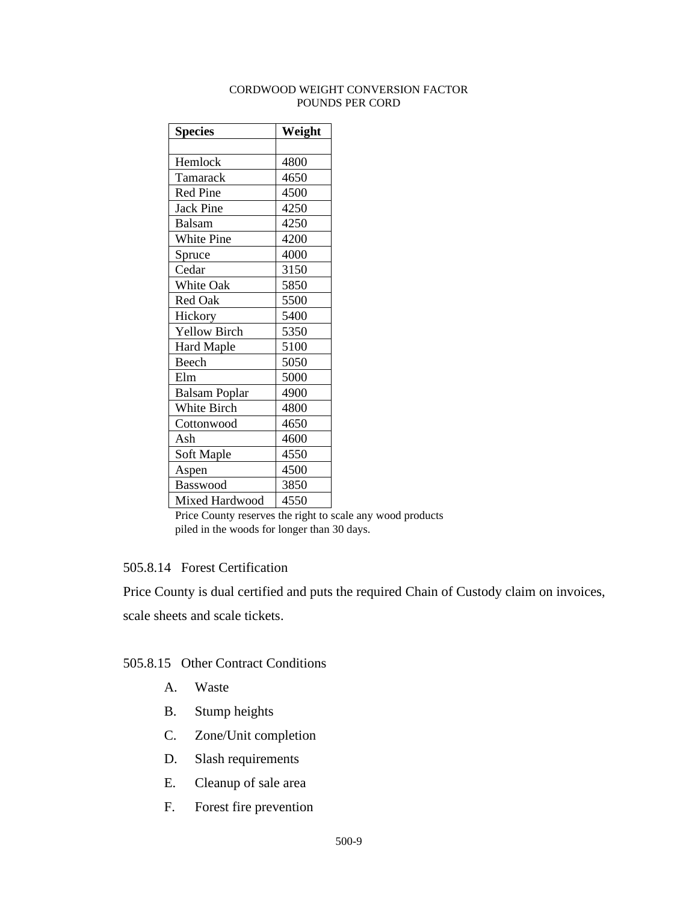CORDWOOD WEIGHT CONVERSION FACTOR
POUNDS PER CORD

| Species | Weight |
|---|---|
| | |
| Hemlock | 4800 |
| Tamarack | 4650 |
| Red Pine | 4500 |
| Jack Pine | 4250 |
| Balsam | 4250 |
| White Pine | 4200 |
| Spruce | 4000 |
| Cedar | 3150 |
| White Oak | 5850 |
| Red Oak | 5500 |
| Hickory | 5400 |
| Yellow Birch | 5350 |
| Hard Maple | 5100 |
| Beech | 5050 |
| Elm | 5000 |
| Balsam Poplar | 4900 |
| White Birch | 4800 |
| Cottonwood | 4650 |
| Ash | 4600 |
| Soft Maple | 4550 |
| Aspen | 4500 |
| Basswood | 3850 |
| Mixed Hardwood | 4550 |

Price County reserves the right to scale any wood products piled in the woods for longer than 30 days.

### 505.8.14 Forest Certification

Price County is dual certified and puts the required Chain of Custody claim on invoices, scale sheets and scale tickets.

### 505.8.15 Other Contract Conditions

A. Waste

B. Stump heights

C. Zone/Unit completion

D. Slash requirements

E. Cleanup of sale area

F. Forest fire prevention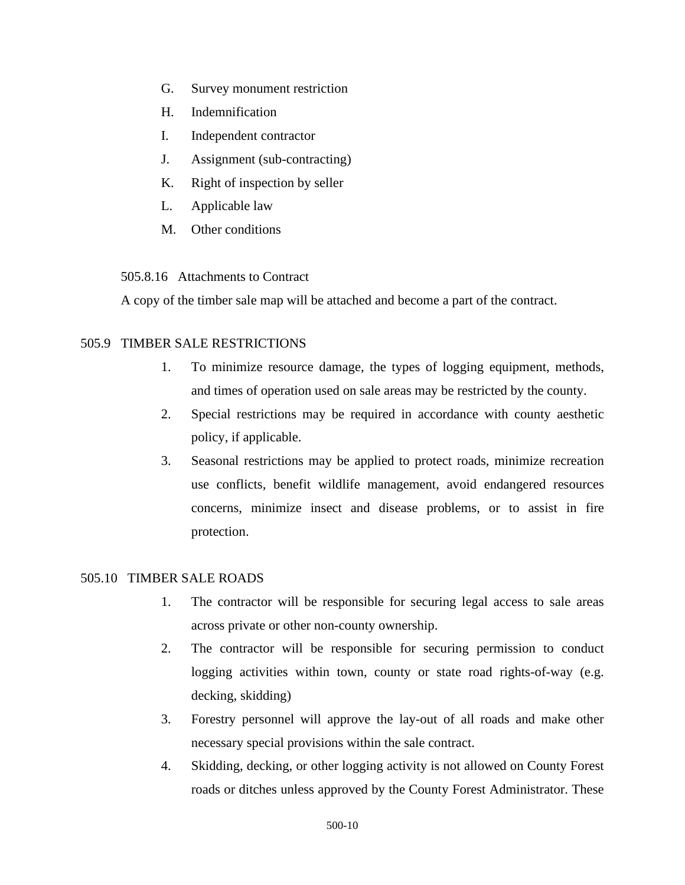G. Survey monument restriction

H. Indemnification

I. Independent contractor

J. Assignment (sub-contracting)

K. Right of inspection by seller

L. Applicable law

M. Other conditions

505.8.16 Attachments to Contract

A copy of the timber sale map will be attached and become a part of the contract.

## 505.9 TIMBER SALE RESTRICTIONS

1. To minimize resource damage, the types of logging equipment, methods, and times of operation used on sale areas may be restricted by the county.
2. Special restrictions may be required in accordance with county aesthetic policy, if applicable.
3. Seasonal restrictions may be applied to protect roads, minimize recreation use conflicts, benefit wildlife management, avoid endangered resources concerns, minimize insect and disease problems, or to assist in fire protection.

## 505.10 TIMBER SALE ROADS

1. The contractor will be responsible for securing legal access to sale areas across private or other non-county ownership.
2. The contractor will be responsible for securing permission to conduct logging activities within town, county or state road rights-of-way (e.g. decking, skidding)
3. Forestry personnel will approve the lay-out of all roads and make other necessary special provisions within the sale contract.
4. Skidding, decking, or other logging activity is not allowed on County Forest roads or ditches unless approved by the County Forest Administrator. These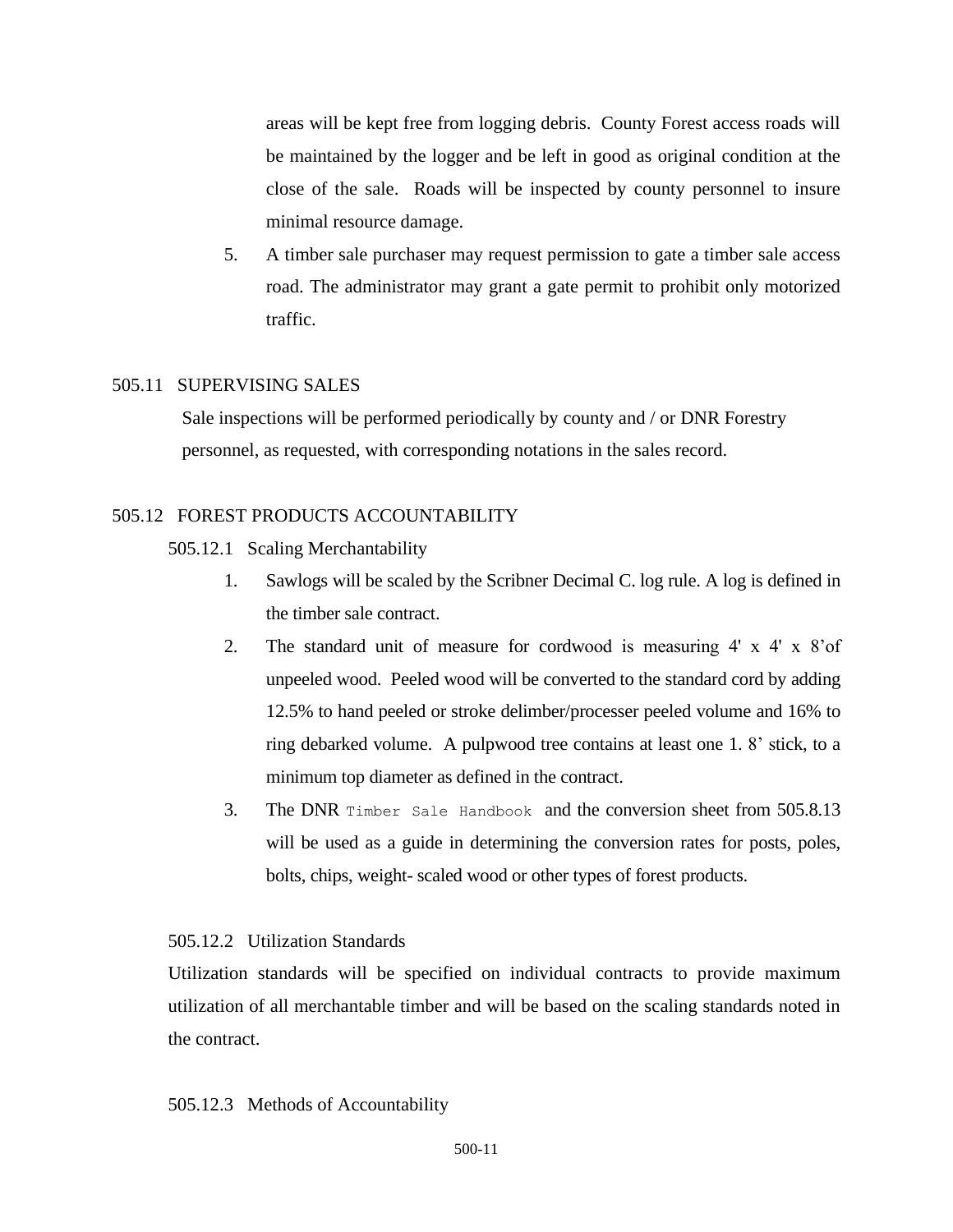areas will be kept free from logging debris. County Forest access roads will be maintained by the logger and be left in good as original condition at the close of the sale. Roads will be inspected by county personnel to insure minimal resource damage.

5. A timber sale purchaser may request permission to gate a timber sale access road. The administrator may grant a gate permit to prohibit only motorized traffic.

## 505.11 SUPERVISING SALES

Sale inspections will be performed periodically by county and / or DNR Forestry personnel, as requested, with corresponding notations in the sales record.

## 505.12 FOREST PRODUCTS ACCOUNTABILITY

### 505.12.1 Scaling Merchantability

1. Sawlogs will be scaled by the Scribner Decimal C. log rule. A log is defined in the timber sale contract.
2. The standard unit of measure for cordwood is measuring 4' x 4' x 8'of unpeeled wood. Peeled wood will be converted to the standard cord by adding 12.5% to hand peeled or stroke delimber/processer peeled volume and 16% to ring debarked volume. A pulpwood tree contains at least one 1. 8' stick, to a minimum top diameter as defined in the contract.
3. The DNR `Timber Sale Handbook` and the conversion sheet from 505.8.13 will be used as a guide in determining the conversion rates for posts, poles, bolts, chips, weight- scaled wood or other types of forest products.

### 505.12.2 Utilization Standards

Utilization standards will be specified on individual contracts to provide maximum utilization of all merchantable timber and will be based on the scaling standards noted in the contract.

### 505.12.3 Methods of Accountability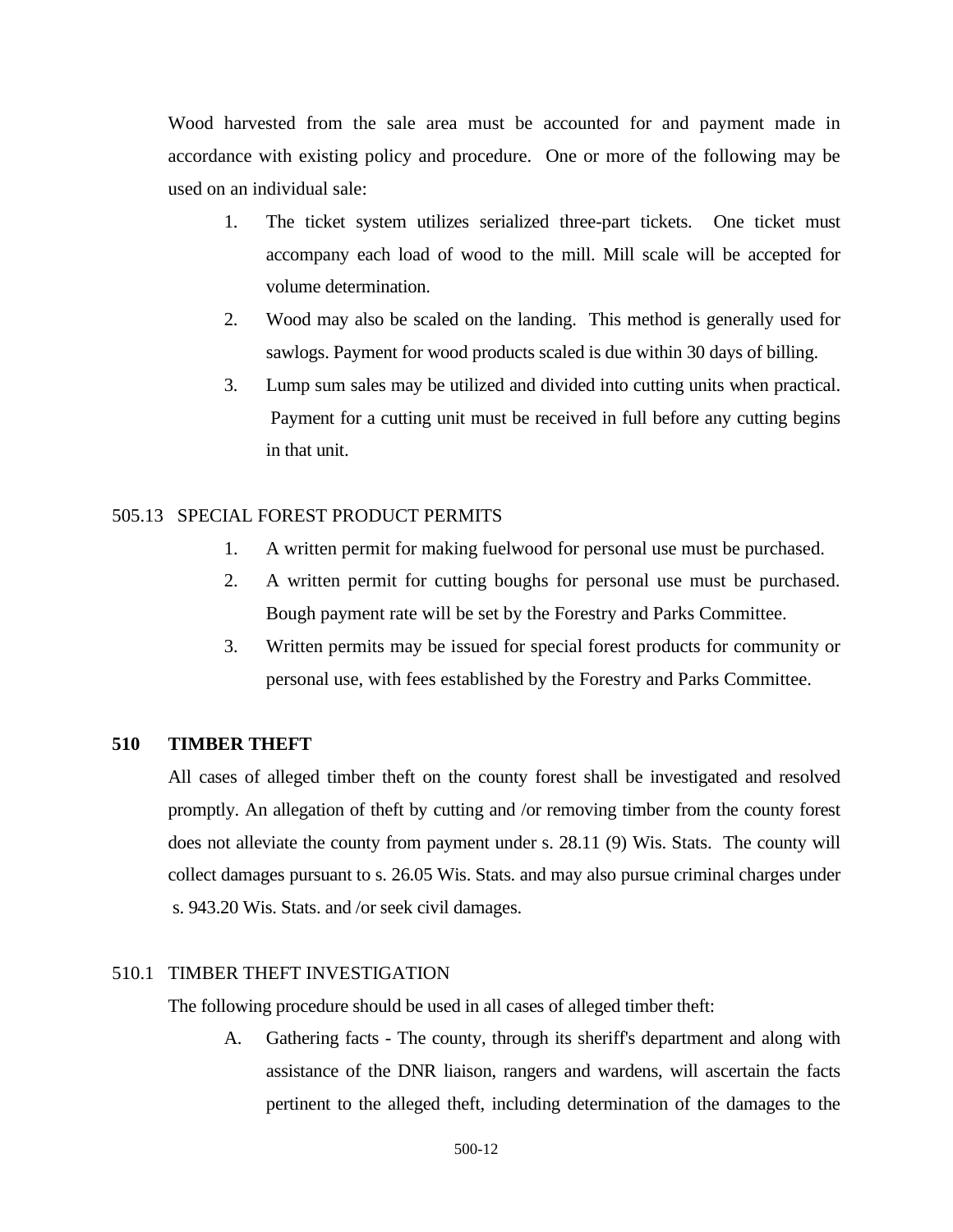Wood harvested from the sale area must be accounted for and payment made in accordance with existing policy and procedure. One or more of the following may be used on an individual sale:

1. The ticket system utilizes serialized three-part tickets. One ticket must accompany each load of wood to the mill. Mill scale will be accepted for volume determination.
2. Wood may also be scaled on the landing. This method is generally used for sawlogs. Payment for wood products scaled is due within 30 days of billing.
3. Lump sum sales may be utilized and divided into cutting units when practical. Payment for a cutting unit must be received in full before any cutting begins in that unit.

505.13 SPECIAL FOREST PRODUCT PERMITS

1. A written permit for making fuelwood for personal use must be purchased.
2. A written permit for cutting boughs for personal use must be purchased. Bough payment rate will be set by the Forestry and Parks Committee.
3. Written permits may be issued for special forest products for community or personal use, with fees established by the Forestry and Parks Committee.

## 510 TIMBER THEFT

All cases of alleged timber theft on the county forest shall be investigated and resolved promptly. An allegation of theft by cutting and /or removing timber from the county forest does not alleviate the county from payment under s. 28.11 (9) Wis. Stats. The county will collect damages pursuant to s. 26.05 Wis. Stats. and may also pursue criminal charges under s. 943.20 Wis. Stats. and /or seek civil damages.

510.1 TIMBER THEFT INVESTIGATION

The following procedure should be used in all cases of alleged timber theft:

A. Gathering facts - The county, through its sheriff's department and along with assistance of the DNR liaison, rangers and wardens, will ascertain the facts pertinent to the alleged theft, including determination of the damages to the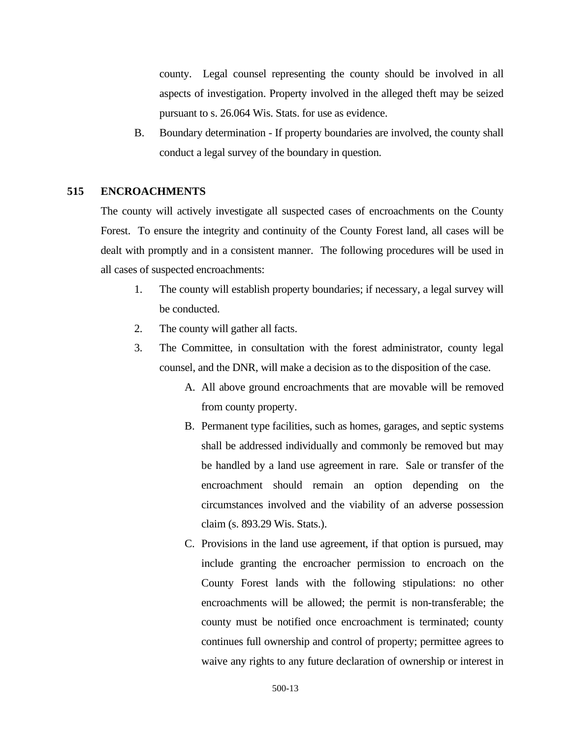county. Legal counsel representing the county should be involved in all aspects of investigation. Property involved in the alleged theft may be seized pursuant to s. 26.064 Wis. Stats. for use as evidence.

B. Boundary determination - If property boundaries are involved, the county shall conduct a legal survey of the boundary in question.

## 515 ENCROACHMENTS

The county will actively investigate all suspected cases of encroachments on the County Forest. To ensure the integrity and continuity of the County Forest land, all cases will be dealt with promptly and in a consistent manner. The following procedures will be used in all cases of suspected encroachments:

1. The county will establish property boundaries; if necessary, a legal survey will be conducted.
2. The county will gather all facts.
3. The Committee, in consultation with the forest administrator, county legal counsel, and the DNR, will make a decision as to the disposition of the case.
   - A. All above ground encroachments that are movable will be removed from county property.
   - B. Permanent type facilities, such as homes, garages, and septic systems shall be addressed individually and commonly be removed but may be handled by a land use agreement in rare. Sale or transfer of the encroachment should remain an option depending on the circumstances involved and the viability of an adverse possession claim (s. 893.29 Wis. Stats.).
   - C. Provisions in the land use agreement, if that option is pursued, may include granting the encroacher permission to encroach on the County Forest lands with the following stipulations: no other encroachments will be allowed; the permit is non-transferable; the county must be notified once encroachment is terminated; county continues full ownership and control of property; permittee agrees to waive any rights to any future declaration of ownership or interest in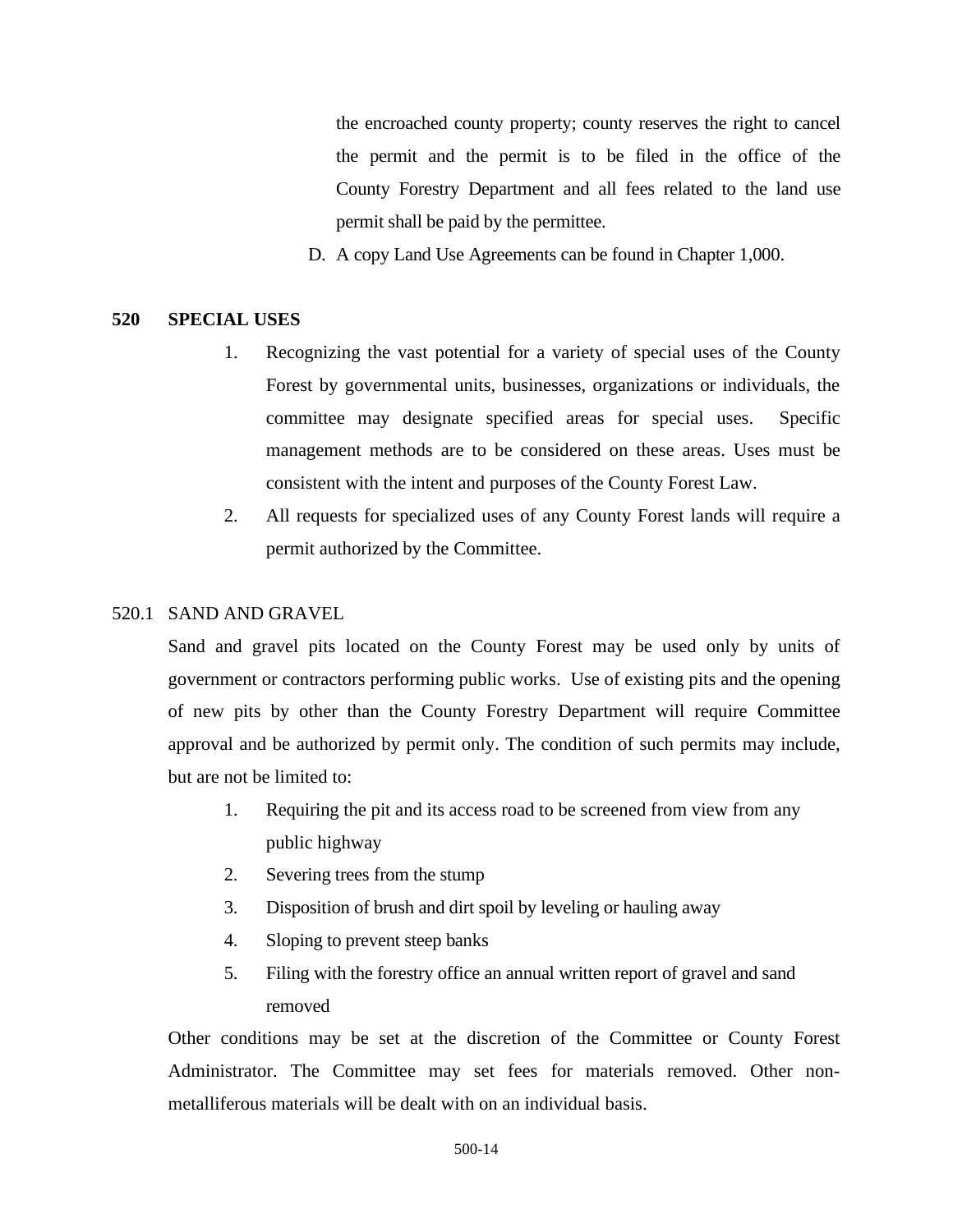the encroached county property; county reserves the right to cancel the permit and the permit is to be filed in the office of the County Forestry Department and all fees related to the land use permit shall be paid by the permittee.

D. A copy Land Use Agreements can be found in Chapter 1,000.

## 520 SPECIAL USES

1. Recognizing the vast potential for a variety of special uses of the County Forest by governmental units, businesses, organizations or individuals, the committee may designate specified areas for special uses. Specific management methods are to be considered on these areas. Uses must be consistent with the intent and purposes of the County Forest Law.
2. All requests for specialized uses of any County Forest lands will require a permit authorized by the Committee.

### 520.1 SAND AND GRAVEL

Sand and gravel pits located on the County Forest may be used only by units of government or contractors performing public works. Use of existing pits and the opening of new pits by other than the County Forestry Department will require Committee approval and be authorized by permit only. The condition of such permits may include, but are not be limited to:

1. Requiring the pit and its access road to be screened from view from any public highway
2. Severing trees from the stump
3. Disposition of brush and dirt spoil by leveling or hauling away
4. Sloping to prevent steep banks
5. Filing with the forestry office an annual written report of gravel and sand removed

Other conditions may be set at the discretion of the Committee or County Forest Administrator. The Committee may set fees for materials removed. Other non-metalliferous materials will be dealt with on an individual basis.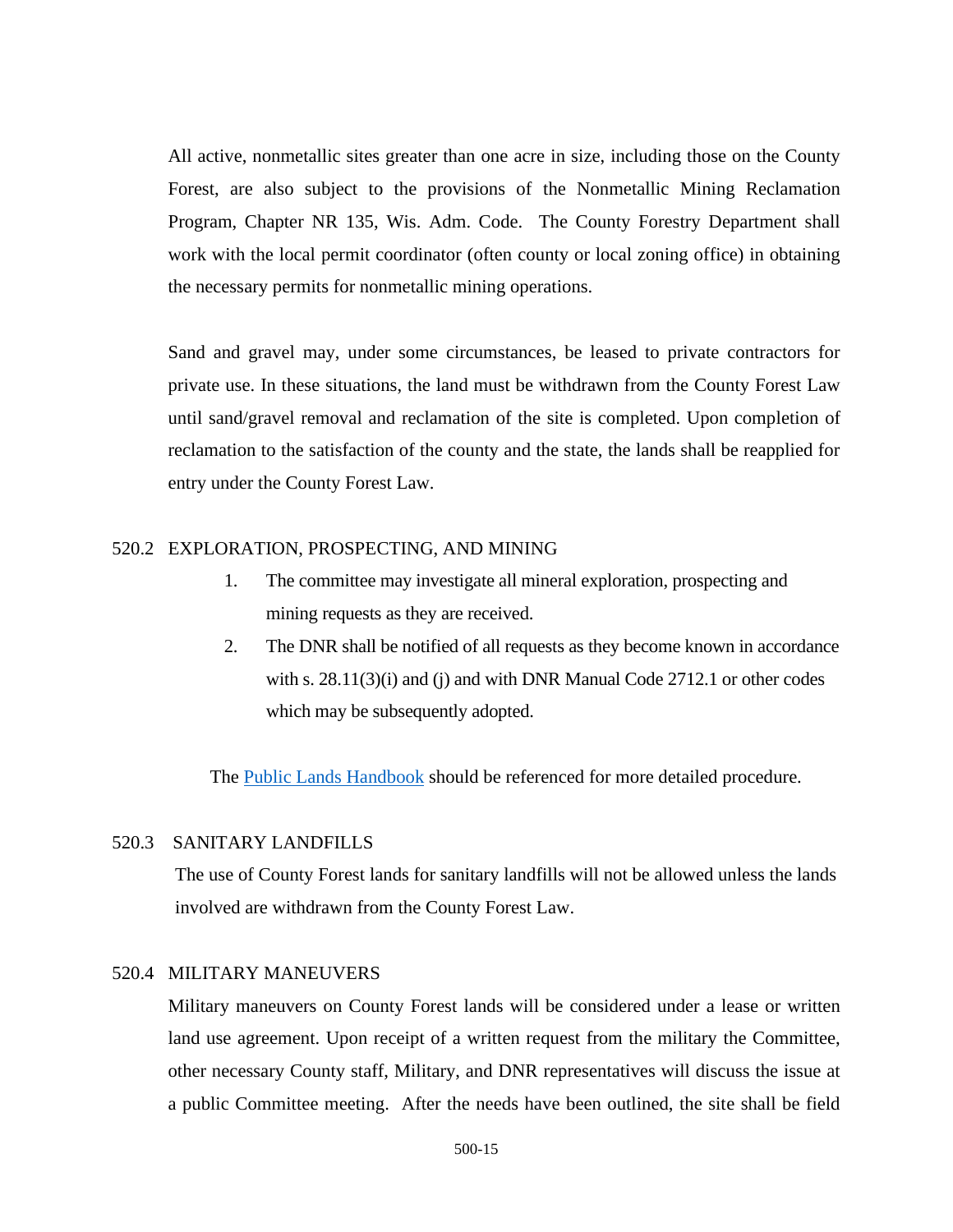All active, nonmetallic sites greater than one acre in size, including those on the County Forest, are also subject to the provisions of the Nonmetallic Mining Reclamation Program, Chapter NR 135, Wis. Adm. Code. The County Forestry Department shall work with the local permit coordinator (often county or local zoning office) in obtaining the necessary permits for nonmetallic mining operations.

Sand and gravel may, under some circumstances, be leased to private contractors for private use. In these situations, the land must be withdrawn from the County Forest Law until sand/gravel removal and reclamation of the site is completed. Upon completion of reclamation to the satisfaction of the county and the state, the lands shall be reapplied for entry under the County Forest Law.

### 520.2 EXPLORATION, PROSPECTING, AND MINING

1. The committee may investigate all mineral exploration, prospecting and mining requests as they are received.
2. The DNR shall be notified of all requests as they become known in accordance with s. 28.11(3)(i) and (j) and with DNR Manual Code 2712.1 or other codes which may be subsequently adopted.

The Public Lands Handbook should be referenced for more detailed procedure.

### 520.3 SANITARY LANDFILLS

The use of County Forest lands for sanitary landfills will not be allowed unless the lands involved are withdrawn from the County Forest Law.

### 520.4 MILITARY MANEUVERS

Military maneuvers on County Forest lands will be considered under a lease or written land use agreement. Upon receipt of a written request from the military the Committee, other necessary County staff, Military, and DNR representatives will discuss the issue at a public Committee meeting. After the needs have been outlined, the site shall be field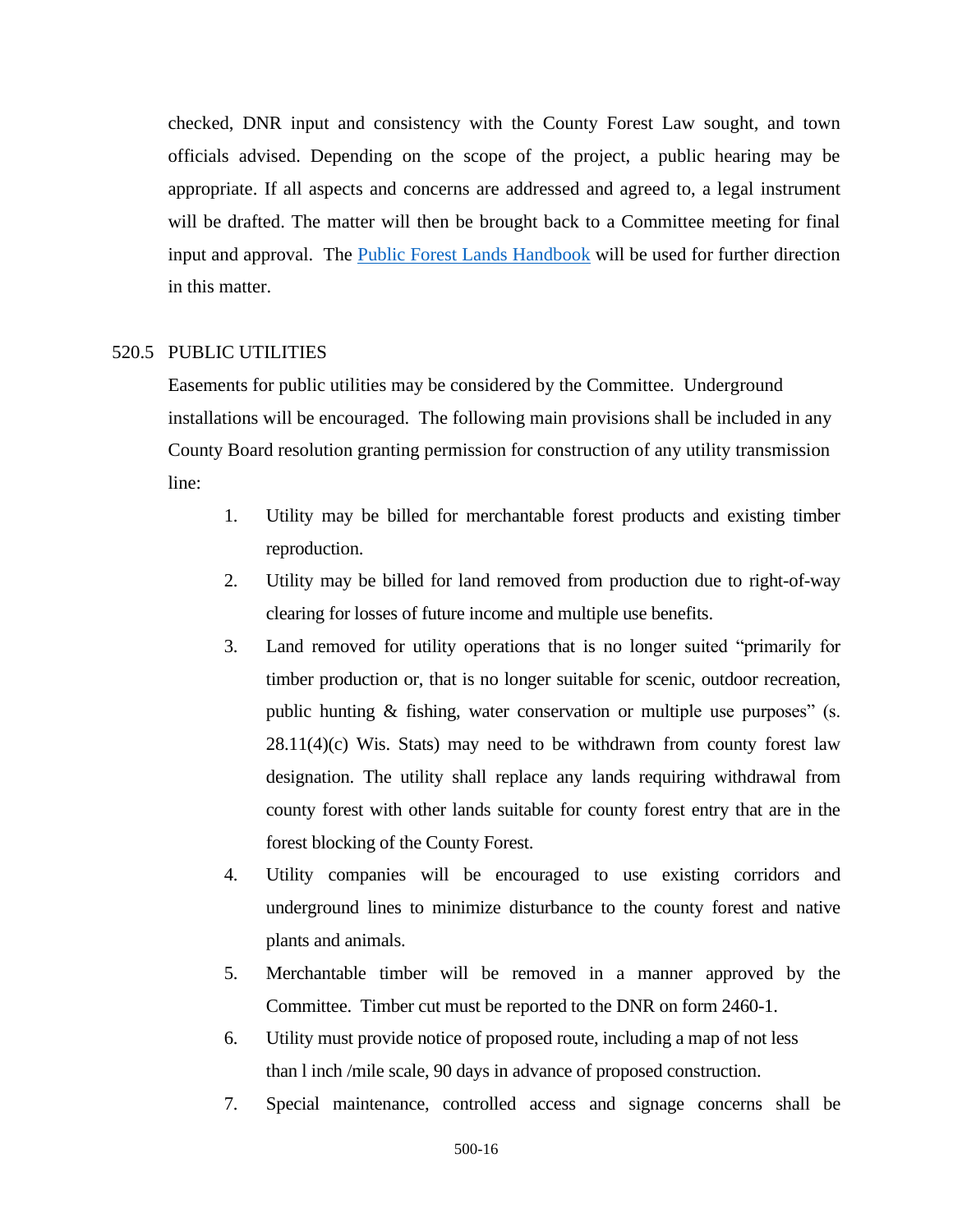checked, DNR input and consistency with the County Forest Law sought, and town officials advised. Depending on the scope of the project, a public hearing may be appropriate. If all aspects and concerns are addressed and agreed to, a legal instrument will be drafted. The matter will then be brought back to a Committee meeting for final input and approval. The [Public Forest Lands Handbook]() will be used for further direction in this matter.

## 520.5 PUBLIC UTILITIES

Easements for public utilities may be considered by the Committee. Underground installations will be encouraged. The following main provisions shall be included in any County Board resolution granting permission for construction of any utility transmission line:

1. Utility may be billed for merchantable forest products and existing timber reproduction.
2. Utility may be billed for land removed from production due to right-of-way clearing for losses of future income and multiple use benefits.
3. Land removed for utility operations that is no longer suited "primarily for timber production or, that is no longer suitable for scenic, outdoor recreation, public hunting & fishing, water conservation or multiple use purposes" (s. 28.11(4)(c) Wis. Stats) may need to be withdrawn from county forest law designation. The utility shall replace any lands requiring withdrawal from county forest with other lands suitable for county forest entry that are in the forest blocking of the County Forest.
4. Utility companies will be encouraged to use existing corridors and underground lines to minimize disturbance to the county forest and native plants and animals.
5. Merchantable timber will be removed in a manner approved by the Committee. Timber cut must be reported to the DNR on form 2460-1.
6. Utility must provide notice of proposed route, including a map of not less than l inch /mile scale, 90 days in advance of proposed construction.
7. Special maintenance, controlled access and signage concerns shall be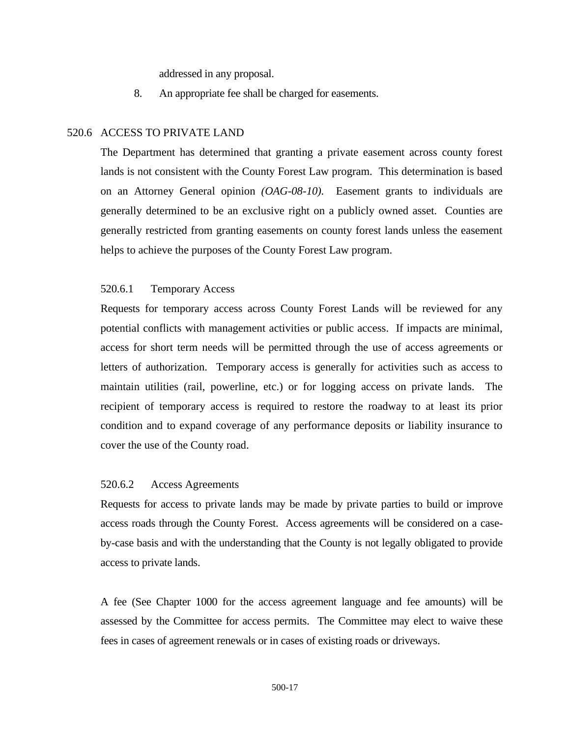addressed in any proposal.

8. An appropriate fee shall be charged for easements.

## 520.6 ACCESS TO PRIVATE LAND

The Department has determined that granting a private easement across county forest lands is not consistent with the County Forest Law program. This determination is based on an Attorney General opinion *(OAG-08-10)*. Easement grants to individuals are generally determined to be an exclusive right on a publicly owned asset. Counties are generally restricted from granting easements on county forest lands unless the easement helps to achieve the purposes of the County Forest Law program.

### 520.6.1 Temporary Access

Requests for temporary access across County Forest Lands will be reviewed for any potential conflicts with management activities or public access. If impacts are minimal, access for short term needs will be permitted through the use of access agreements or letters of authorization. Temporary access is generally for activities such as access to maintain utilities (rail, powerline, etc.) or for logging access on private lands. The recipient of temporary access is required to restore the roadway to at least its prior condition and to expand coverage of any performance deposits or liability insurance to cover the use of the County road.

### 520.6.2 Access Agreements

Requests for access to private lands may be made by private parties to build or improve access roads through the County Forest. Access agreements will be considered on a case-by-case basis and with the understanding that the County is not legally obligated to provide access to private lands.

A fee (See Chapter 1000 for the access agreement language and fee amounts) will be assessed by the Committee for access permits. The Committee may elect to waive these fees in cases of agreement renewals or in cases of existing roads or driveways.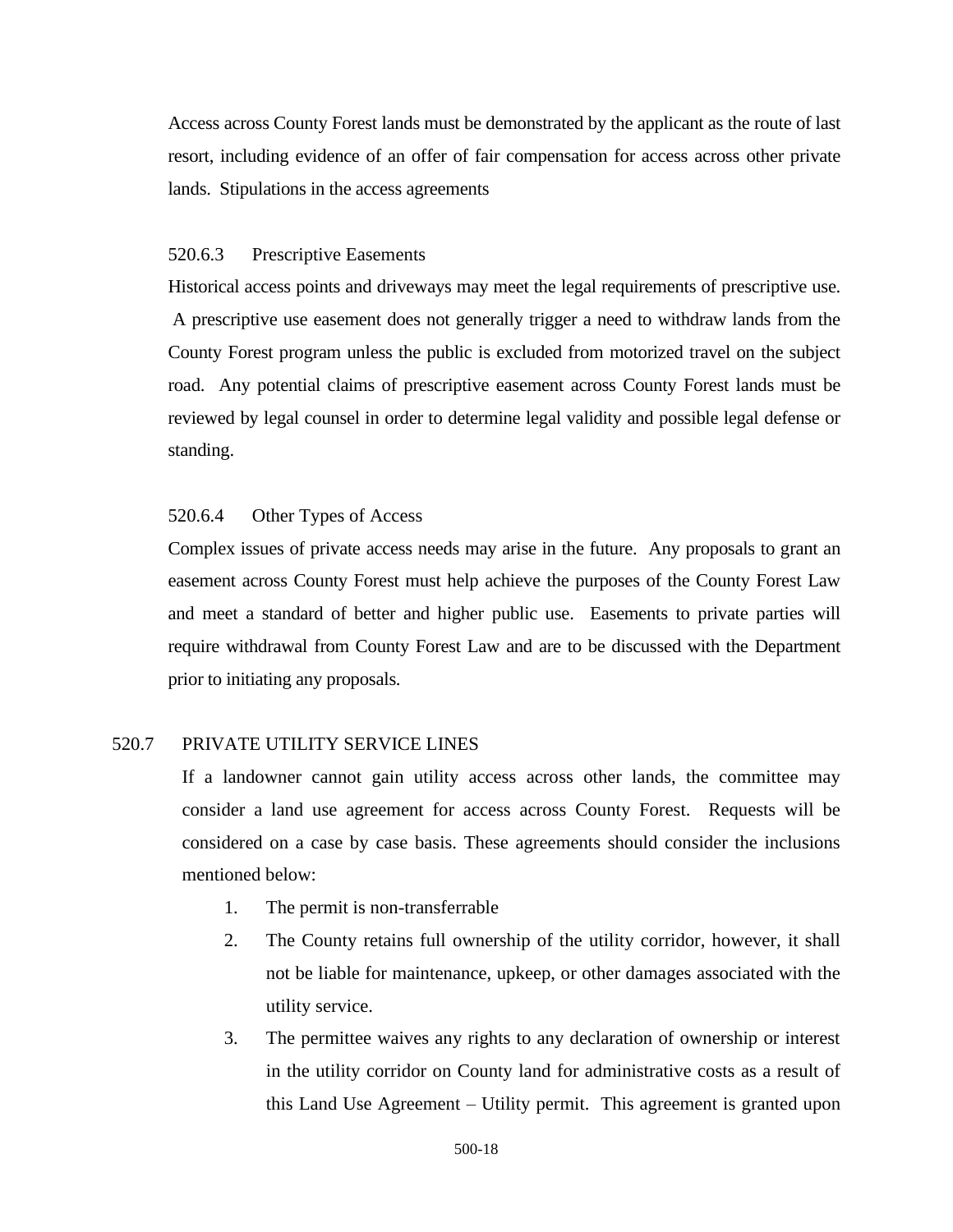Access across County Forest lands must be demonstrated by the applicant as the route of last resort, including evidence of an offer of fair compensation for access across other private lands. Stipulations in the access agreements

#### 520.6.3 Prescriptive Easements

Historical access points and driveways may meet the legal requirements of prescriptive use. A prescriptive use easement does not generally trigger a need to withdraw lands from the County Forest program unless the public is excluded from motorized travel on the subject road. Any potential claims of prescriptive easement across County Forest lands must be reviewed by legal counsel in order to determine legal validity and possible legal defense or standing.

#### 520.6.4 Other Types of Access

Complex issues of private access needs may arise in the future. Any proposals to grant an easement across County Forest must help achieve the purposes of the County Forest Law and meet a standard of better and higher public use. Easements to private parties will require withdrawal from County Forest Law and are to be discussed with the Department prior to initiating any proposals.

### 520.7 PRIVATE UTILITY SERVICE LINES

If a landowner cannot gain utility access across other lands, the committee may consider a land use agreement for access across County Forest. Requests will be considered on a case by case basis. These agreements should consider the inclusions mentioned below:

1. The permit is non-transferrable
2. The County retains full ownership of the utility corridor, however, it shall not be liable for maintenance, upkeep, or other damages associated with the utility service.
3. The permittee waives any rights to any declaration of ownership or interest in the utility corridor on County land for administrative costs as a result of this Land Use Agreement – Utility permit. This agreement is granted upon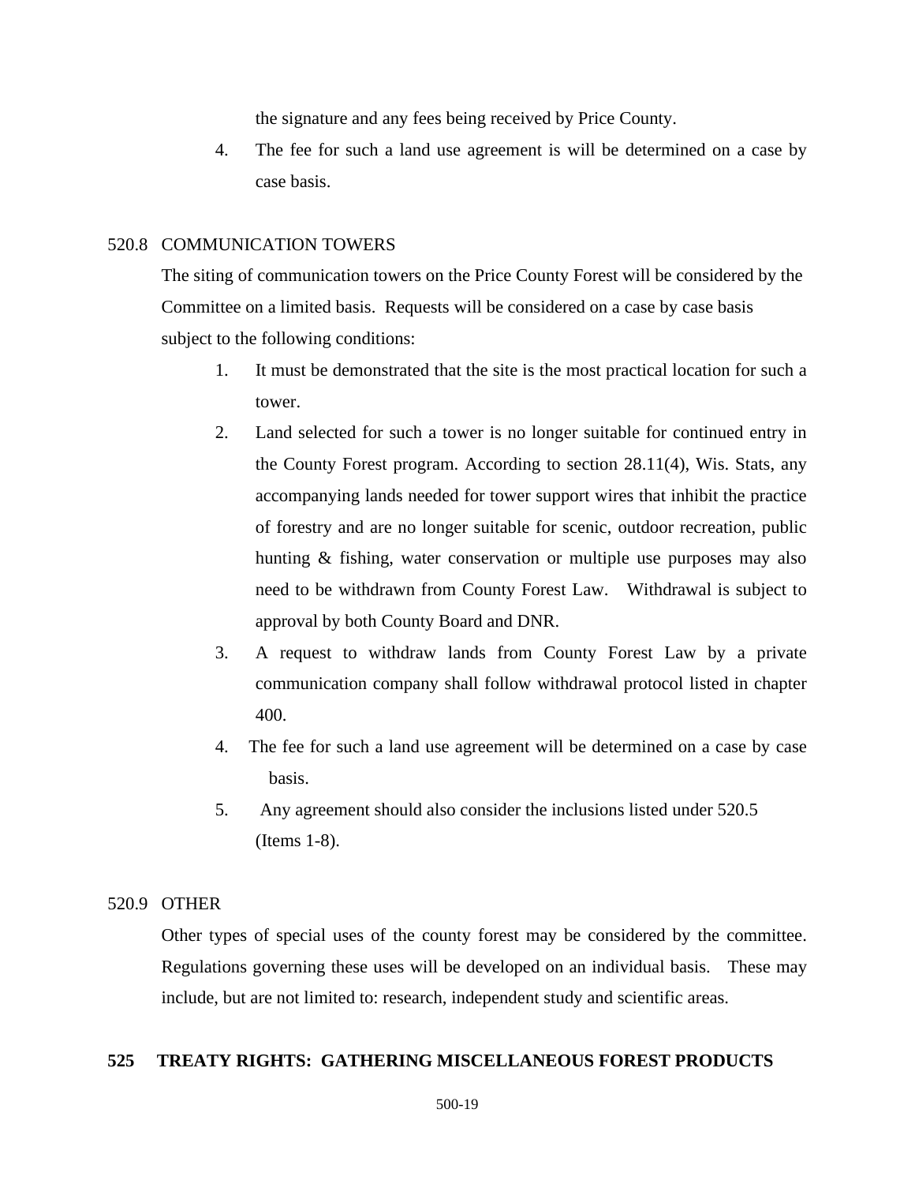the signature and any fees being received by Price County.

4. The fee for such a land use agreement is will be determined on a case by case basis.

520.8 COMMUNICATION TOWERS

The siting of communication towers on the Price County Forest will be considered by the Committee on a limited basis. Requests will be considered on a case by case basis subject to the following conditions:

1. It must be demonstrated that the site is the most practical location for such a tower.
2. Land selected for such a tower is no longer suitable for continued entry in the County Forest program. According to section 28.11(4), Wis. Stats, any accompanying lands needed for tower support wires that inhibit the practice of forestry and are no longer suitable for scenic, outdoor recreation, public hunting & fishing, water conservation or multiple use purposes may also need to be withdrawn from County Forest Law. Withdrawal is subject to approval by both County Board and DNR.
3. A request to withdraw lands from County Forest Law by a private communication company shall follow withdrawal protocol listed in chapter 400.
4. The fee for such a land use agreement will be determined on a case by case basis.
5. Any agreement should also consider the inclusions listed under 520.5 (Items 1-8).

520.9 OTHER

Other types of special uses of the county forest may be considered by the committee. Regulations governing these uses will be developed on an individual basis. These may include, but are not limited to: research, independent study and scientific areas.

## 525 TREATY RIGHTS: GATHERING MISCELLANEOUS FOREST PRODUCTS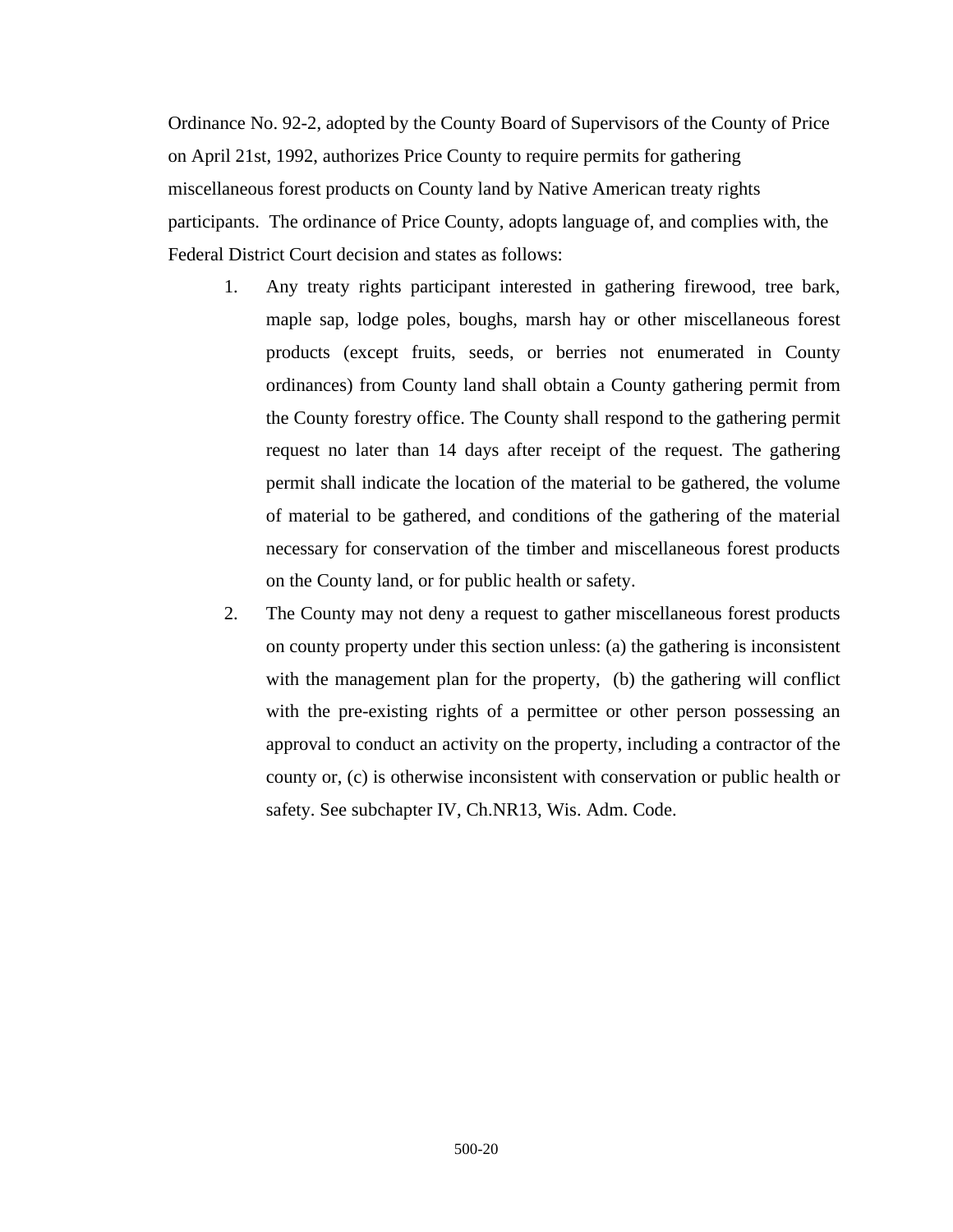Ordinance No. 92-2, adopted by the County Board of Supervisors of the County of Price on April 21st, 1992, authorizes Price County to require permits for gathering miscellaneous forest products on County land by Native American treaty rights participants. The ordinance of Price County, adopts language of, and complies with, the Federal District Court decision and states as follows:

1. Any treaty rights participant interested in gathering firewood, tree bark, maple sap, lodge poles, boughs, marsh hay or other miscellaneous forest products (except fruits, seeds, or berries not enumerated in County ordinances) from County land shall obtain a County gathering permit from the County forestry office. The County shall respond to the gathering permit request no later than 14 days after receipt of the request. The gathering permit shall indicate the location of the material to be gathered, the volume of material to be gathered, and conditions of the gathering of the material necessary for conservation of the timber and miscellaneous forest products on the County land, or for public health or safety.
2. The County may not deny a request to gather miscellaneous forest products on county property under this section unless: (a) the gathering is inconsistent with the management plan for the property, (b) the gathering will conflict with the pre-existing rights of a permittee or other person possessing an approval to conduct an activity on the property, including a contractor of the county or, (c) is otherwise inconsistent with conservation or public health or safety. See subchapter IV, Ch.NR13, Wis. Adm. Code.